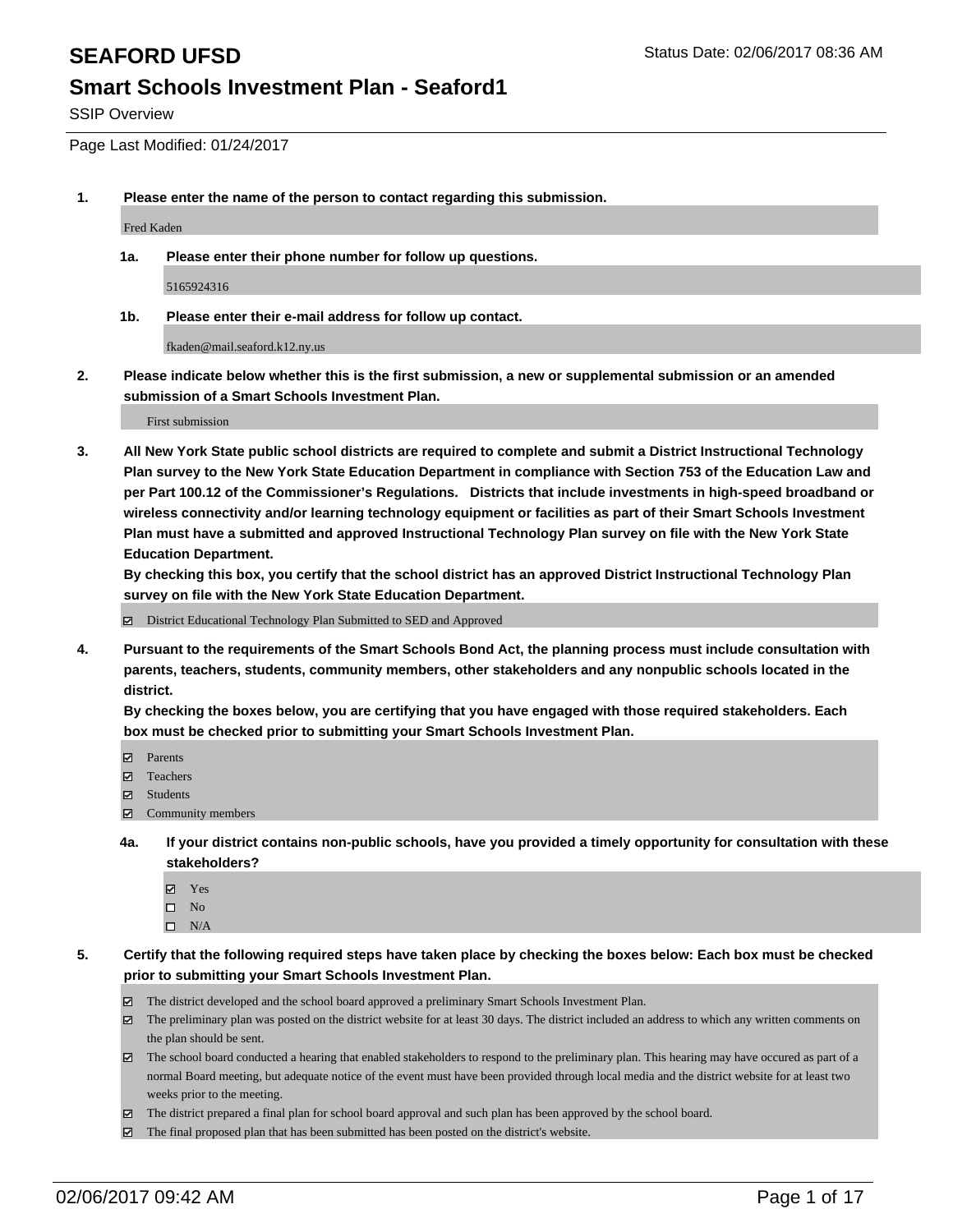# SEAFORD UFSD

Status Date: 02/06/2017 08:36 AM

## Smart Schools Investment Plan - Seaford1

SSIP Overview

Page Last Modified: 01/24/2017

**1. Please enter the name of the person to contact regarding this submission.**

Fred Kaden

**1a. Please enter their phone number for follow up questions.**

5165924316

**1b. Please enter their e-mail address for follow up contact.**

fkaden@mail.seaford.k12.ny.us

**2. Please indicate below whether this is the first submission, a new or supplemental submission or an amended submission of a Smart Schools Investment Plan.**

First submission

**3. All New York State public school districts are required to complete and submit a District Instructional Technology Plan survey to the New York State Education Department in compliance with Section 753 of the Education Law and per Part 100.12 of the Commissioner's Regulations. Districts that include investments in high-speed broadband or wireless connectivity and/or learning technology equipment or facilities as part of their Smart Schools Investment Plan must have a submitted and approved Instructional Technology Plan survey on file with the New York State Education Department.**

**By checking this box, you certify that the school district has an approved District Instructional Technology Plan survey on file with the New York State Education Department.**

- [x] District Educational Technology Plan Submitted to SED and Approved

**4. Pursuant to the requirements of the Smart Schools Bond Act, the planning process must include consultation with parents, teachers, students, community members, other stakeholders and any nonpublic schools located in the district.**

**By checking the boxes below, you are certifying that you have engaged with those required stakeholders. Each box must be checked prior to submitting your Smart Schools Investment Plan.**

- [x] Parents
- [x] Teachers
- [x] Students
- [x] Community members

**4a. If your district contains non-public schools, have you provided a timely opportunity for consultation with these stakeholders?**

- [x] Yes
- [ ] No
- [ ] N/A

**5. Certify that the following required steps have taken place by checking the boxes below: Each box must be checked prior to submitting your Smart Schools Investment Plan.**

- [x] The district developed and the school board approved a preliminary Smart Schools Investment Plan.
- [x] The preliminary plan was posted on the district website for at least 30 days. The district included an address to which any written comments on the plan should be sent.
- [x] The school board conducted a hearing that enabled stakeholders to respond to the preliminary plan. This hearing may have occured as part of a normal Board meeting, but adequate notice of the event must have been provided through local media and the district website for at least two weeks prior to the meeting.
- [x] The district prepared a final plan for school board approval and such plan has been approved by the school board.
- [x] The final proposed plan that has been submitted has been posted on the district's website.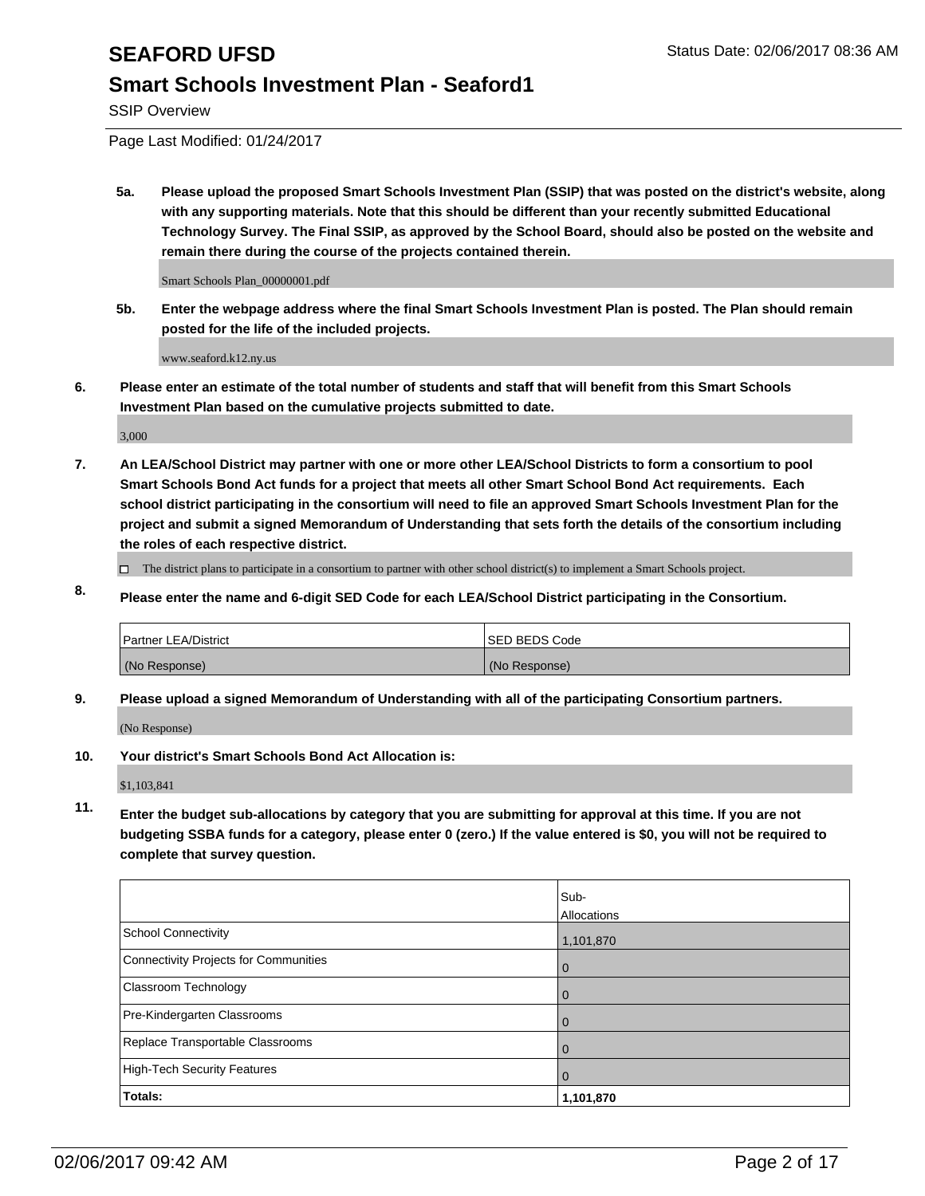# SEAFORD UFSD

Status Date: 02/06/2017 08:36 AM

## Smart Schools Investment Plan - Seaford1

SSIP Overview

Page Last Modified: 01/24/2017

**5a. Please upload the proposed Smart Schools Investment Plan (SSIP) that was posted on the district's website, along with any supporting materials. Note that this should be different than your recently submitted Educational Technology Survey. The Final SSIP, as approved by the School Board, should also be posted on the website and remain there during the course of the projects contained therein.**

Smart Schools Plan_00000001.pdf

**5b. Enter the webpage address where the final Smart Schools Investment Plan is posted. The Plan should remain posted for the life of the included projects.**

www.seaford.k12.ny.us

**6. Please enter an estimate of the total number of students and staff that will benefit from this Smart Schools Investment Plan based on the cumulative projects submitted to date.**

3,000

**7. An LEA/School District may partner with one or more other LEA/School Districts to form a consortium to pool Smart Schools Bond Act funds for a project that meets all other Smart School Bond Act requirements. Each school district participating in the consortium will need to file an approved Smart Schools Investment Plan for the project and submit a signed Memorandum of Understanding that sets forth the details of the consortium including the roles of each respective district.**

☐ The district plans to participate in a consortium to partner with other school district(s) to implement a Smart Schools project.

**8. Please enter the name and 6-digit SED Code for each LEA/School District participating in the Consortium.**

| Partner LEA/District | SED BEDS Code |
| --- | --- |
| (No Response) | (No Response) |

**9. Please upload a signed Memorandum of Understanding with all of the participating Consortium partners.**

(No Response)

**10. Your district's Smart Schools Bond Act Allocation is:**

$1,103,841

**11. Enter the budget sub-allocations by category that you are submitting for approval at this time. If you are not budgeting SSBA funds for a category, please enter 0 (zero.) If the value entered is $0, you will not be required to complete that survey question.**

| | Sub-Allocations |
| --- | --- |
| School Connectivity | 1,101,870 |
| Connectivity Projects for Communities | 0 |
| Classroom Technology | 0 |
| Pre-Kindergarten Classrooms | 0 |
| Replace Transportable Classrooms | 0 |
| High-Tech Security Features | 0 |
| **Totals:** | **1,101,870** |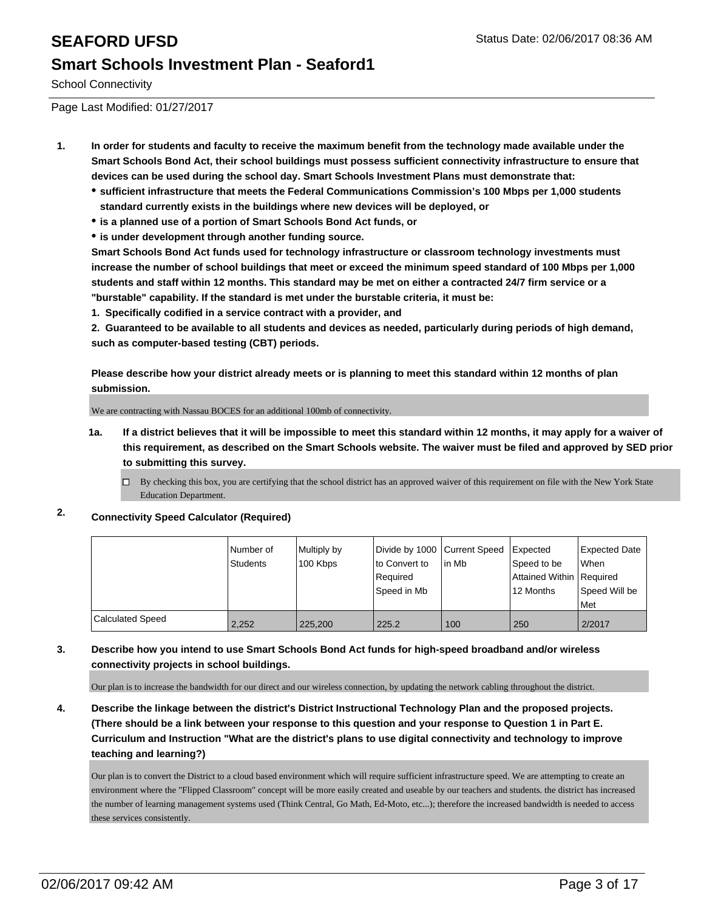# SEAFORD UFSD

Status Date: 02/06/2017 08:36 AM

## Smart Schools Investment Plan - Seaford1

School Connectivity

Page Last Modified: 01/27/2017

1. **In order for students and faculty to receive the maximum benefit from the technology made available under the Smart Schools Bond Act, their school buildings must possess sufficient connectivity infrastructure to ensure that devices can be used during the school day. Smart Schools Investment Plans must demonstrate that:**
   - **sufficient infrastructure that meets the Federal Communications Commission's 100 Mbps per 1,000 students standard currently exists in the buildings where new devices will be deployed, or**
   - **is a planned use of a portion of Smart Schools Bond Act funds, or**
   - **is under development through another funding source.**

   **Smart Schools Bond Act funds used for technology infrastructure or classroom technology investments must increase the number of school buildings that meet or exceed the minimum speed standard of 100 Mbps per 1,000 students and staff within 12 months. This standard may be met on either a contracted 24/7 firm service or a "burstable" capability. If the standard is met under the burstable criteria, it must be:**

   **1. Specifically codified in a service contract with a provider, and**

   **2. Guaranteed to be available to all students and devices as needed, particularly during periods of high demand, such as computer-based testing (CBT) periods.**

   **Please describe how your district already meets or is planning to meet this standard within 12 months of plan submission.**

   We are contracting with Nassau BOCES for an additional 100mb of connectivity.

   **1a. If a district believes that it will be impossible to meet this standard within 12 months, it may apply for a waiver of this requirement, as described on the Smart Schools website. The waiver must be filed and approved by SED prior to submitting this survey.**

   ☐ By checking this box, you are certifying that the school district has an approved waiver of this requirement on file with the New York State Education Department.

2. **Connectivity Speed Calculator (Required)**

| | Number of Students | Multiply by 100 Kbps | Divide by 1000 to Convert to Required Speed in Mb | Current Speed in Mb | Expected Speed to be Attained Within 12 Months | Expected Date When Required Speed Will be Met |
|---|---|---|---|---|---|---|
| Calculated Speed | 2,252 | 225,200 | 225.2 | 100 | 250 | 2/2017 |

3. **Describe how you intend to use Smart Schools Bond Act funds for high-speed broadband and/or wireless connectivity projects in school buildings.**

   Our plan is to increase the bandwidth for our direct and our wireless connection, by updating the network cabling throughout the district.

4. **Describe the linkage between the district's District Instructional Technology Plan and the proposed projects. (There should be a link between your response to this question and your response to Question 1 in Part E. Curriculum and Instruction "What are the district's plans to use digital connectivity and technology to improve teaching and learning?)**

   Our plan is to convert the District to a cloud based environment which will require sufficient infrastructure speed. We are attempting to create an environment where the "Flipped Classroom" concept will be more easily created and useable by our teachers and students. the district has increased the number of learning management systems used (Think Central, Go Math, Ed-Moto, etc...); therefore the increased bandwidth is needed to access these services consistently.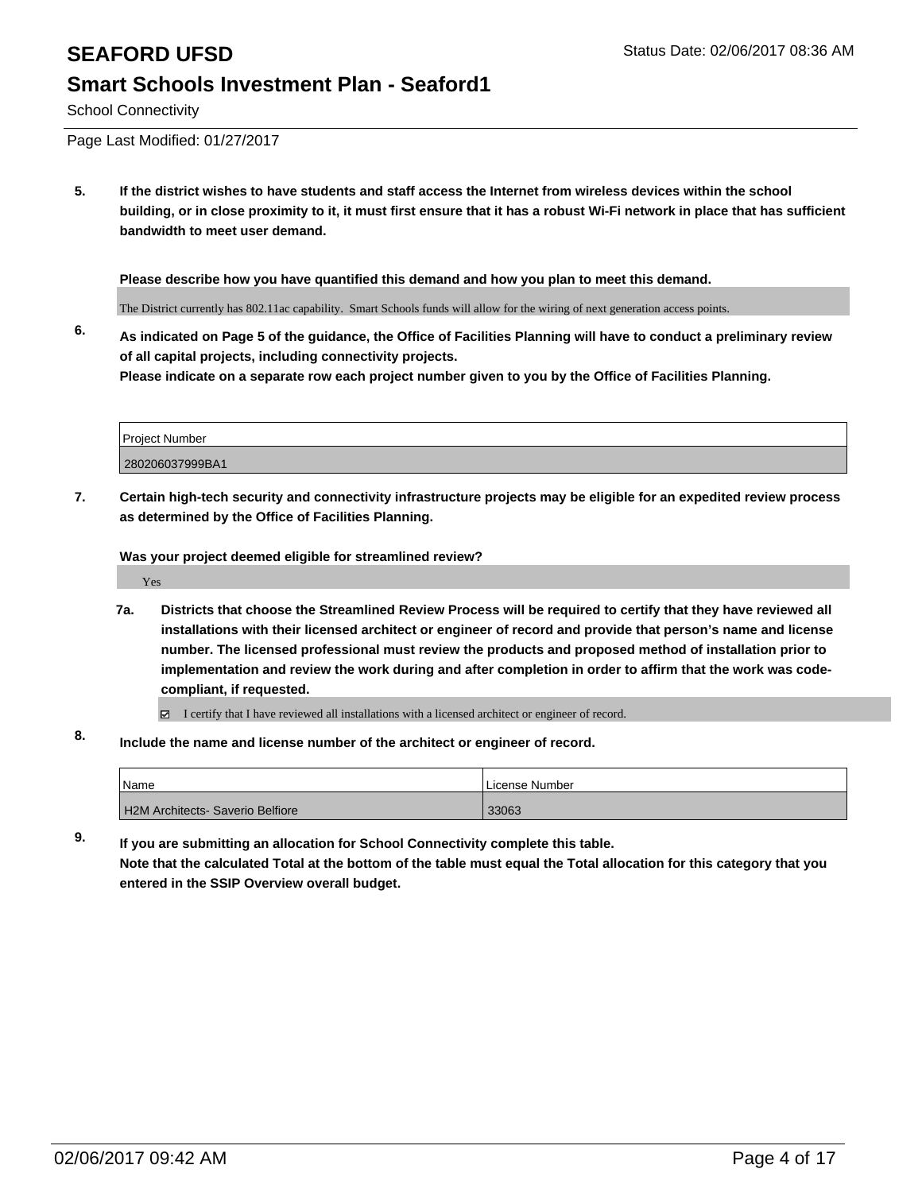# SEAFORD UFSD

Status Date: 02/06/2017 08:36 AM

## Smart Schools Investment Plan - Seaford1

School Connectivity

Page Last Modified: 01/27/2017

**5. If the district wishes to have students and staff access the Internet from wireless devices within the school building, or in close proximity to it, it must first ensure that it has a robust Wi-Fi network in place that has sufficient bandwidth to meet user demand.**

**Please describe how you have quantified this demand and how you plan to meet this demand.**

The District currently has 802.11ac capability. Smart Schools funds will allow for the wiring of next generation access points.

**6. As indicated on Page 5 of the guidance, the Office of Facilities Planning will have to conduct a preliminary review of all capital projects, including connectivity projects.**
**Please indicate on a separate row each project number given to you by the Office of Facilities Planning.**

| Project Number |
|---|
| 280206037999BA1 |

**7. Certain high-tech security and connectivity infrastructure projects may be eligible for an expedited review process as determined by the Office of Facilities Planning.**

**Was your project deemed eligible for streamlined review?**

Yes

**7a. Districts that choose the Streamlined Review Process will be required to certify that they have reviewed all installations with their licensed architect or engineer of record and provide that person's name and license number. The licensed professional must review the products and proposed method of installation prior to implementation and review the work during and after completion in order to affirm that the work was code-compliant, if requested.**

☑ I certify that I have reviewed all installations with a licensed architect or engineer of record.

**8. Include the name and license number of the architect or engineer of record.**

| Name | License Number |
|---|---|
| H2M Architects- Saverio Belfiore | 33063 |

**9. If you are submitting an allocation for School Connectivity complete this table.**
**Note that the calculated Total at the bottom of the table must equal the Total allocation for this category that you entered in the SSIP Overview overall budget.**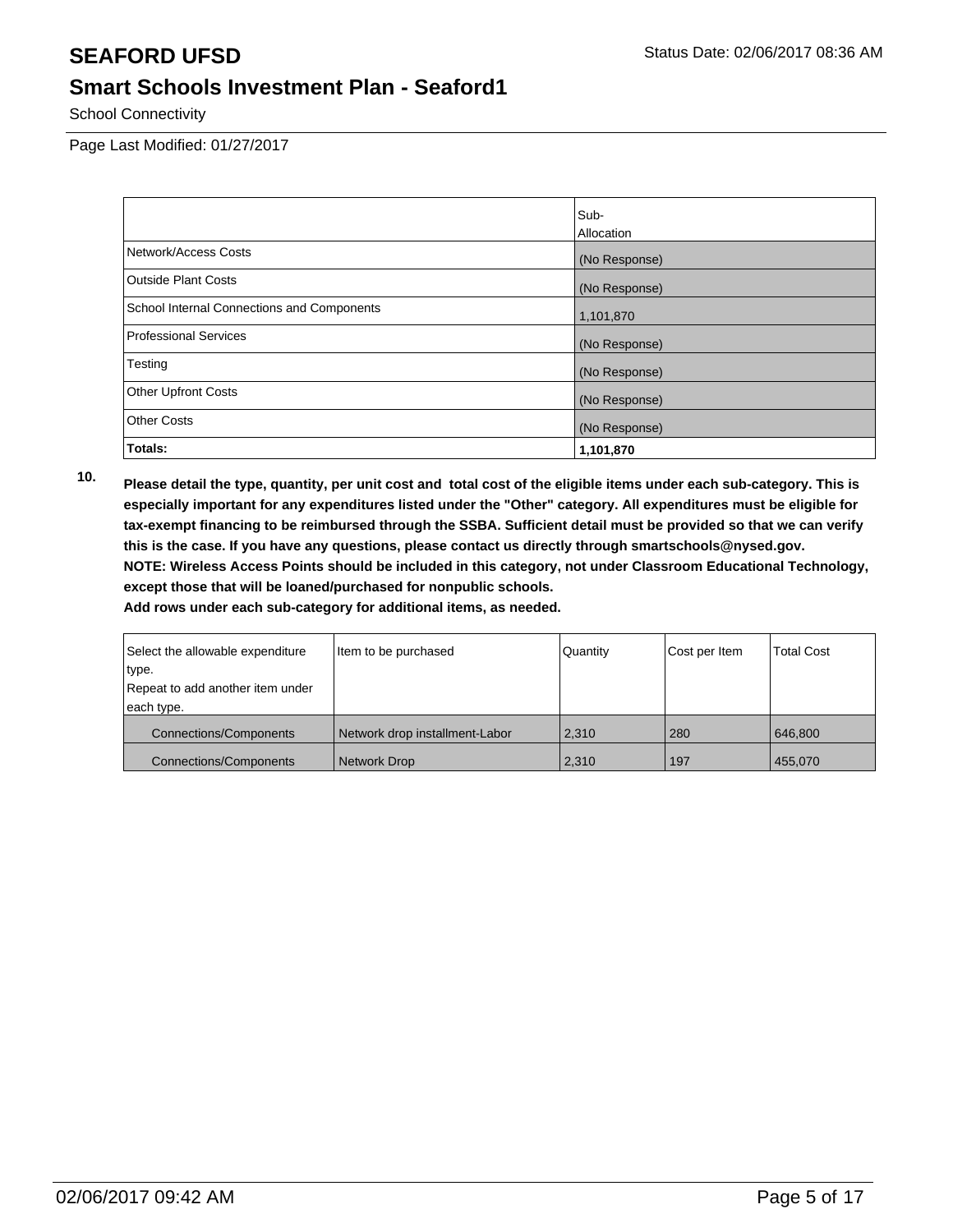# SEAFORD UFSD

Status Date: 02/06/2017 08:36 AM

## Smart Schools Investment Plan - Seaford1

School Connectivity

Page Last Modified: 01/27/2017

| | Sub-Allocation |
|---|---|
| Network/Access Costs | (No Response) |
| Outside Plant Costs | (No Response) |
| School Internal Connections and Components | 1,101,870 |
| Professional Services | (No Response) |
| Testing | (No Response) |
| Other Upfront Costs | (No Response) |
| Other Costs | (No Response) |
| **Totals:** | **1,101,870** |

**10. Please detail the type, quantity, per unit cost and total cost of the eligible items under each sub-category. This is especially important for any expenditures listed under the "Other" category. All expenditures must be eligible for tax-exempt financing to be reimbursed through the SSBA. Sufficient detail must be provided so that we can verify this is the case. If you have any questions, please contact us directly through smartschools@nysed.gov.**
**NOTE: Wireless Access Points should be included in this category, not under Classroom Educational Technology, except those that will be loaned/purchased for nonpublic schools.**
**Add rows under each sub-category for additional items, as needed.**

| Select the allowable expenditure type. Repeat to add another item under each type. | Item to be purchased | Quantity | Cost per Item | Total Cost |
|---|---|---|---|---|
| Connections/Components | Network drop installment-Labor | 2,310 | 280 | 646,800 |
| Connections/Components | Network Drop | 2,310 | 197 | 455,070 |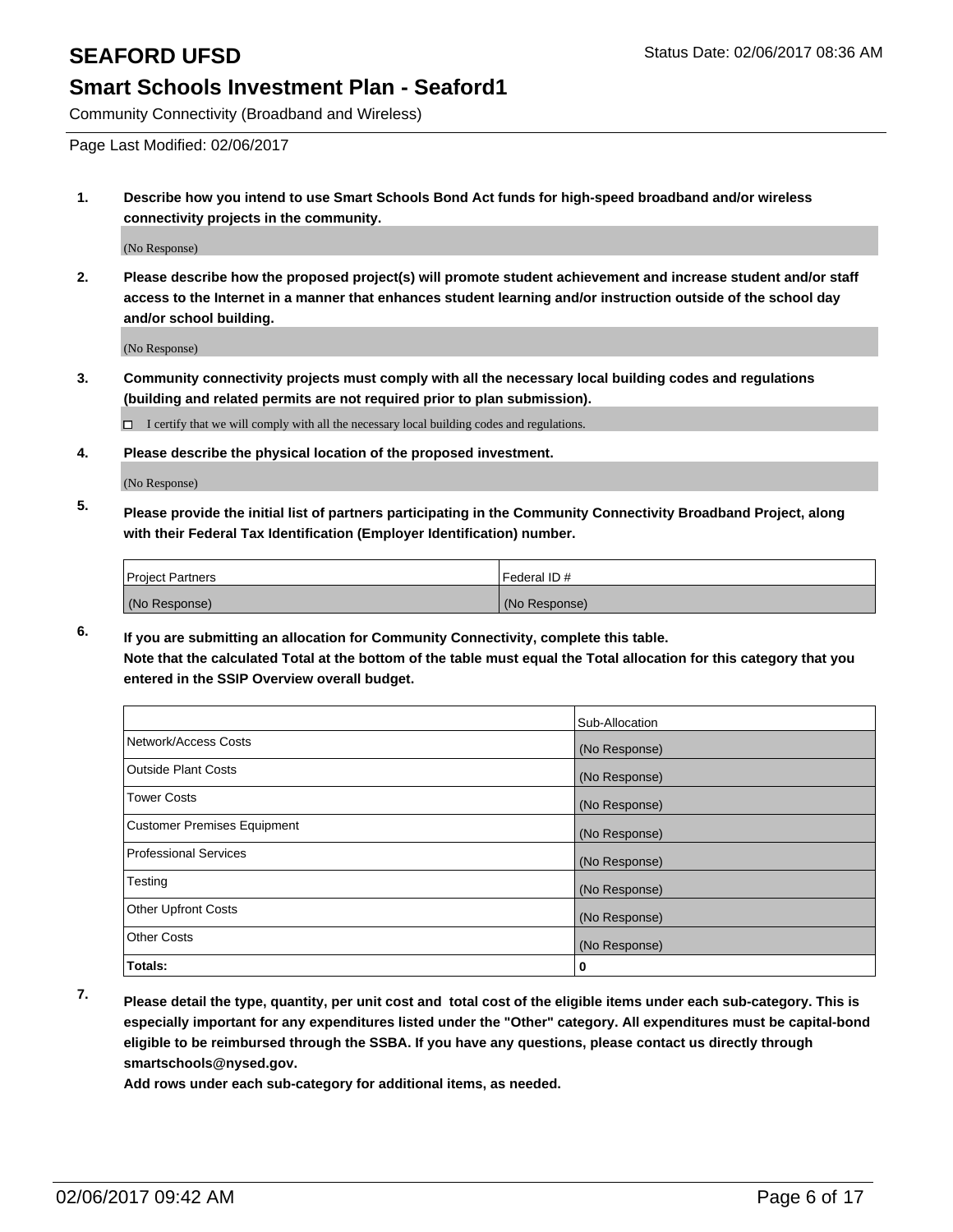# SEAFORD UFSD

Status Date: 02/06/2017 08:36 AM

## Smart Schools Investment Plan - Seaford1

Community Connectivity (Broadband and Wireless)

Page Last Modified: 02/06/2017

**1. Describe how you intend to use Smart Schools Bond Act funds for high-speed broadband and/or wireless connectivity projects in the community.**

(No Response)

**2. Please describe how the proposed project(s) will promote student achievement and increase student and/or staff access to the Internet in a manner that enhances student learning and/or instruction outside of the school day and/or school building.**

(No Response)

**3. Community connectivity projects must comply with all the necessary local building codes and regulations (building and related permits are not required prior to plan submission).**

☐ I certify that we will comply with all the necessary local building codes and regulations.

**4. Please describe the physical location of the proposed investment.**

(No Response)

**5. Please provide the initial list of partners participating in the Community Connectivity Broadband Project, along with their Federal Tax Identification (Employer Identification) number.**

| Project Partners | Federal ID # |
| --- | --- |
| (No Response) | (No Response) |

**6. If you are submitting an allocation for Community Connectivity, complete this table.**
**Note that the calculated Total at the bottom of the table must equal the Total allocation for this category that you entered in the SSIP Overview overall budget.**

| | Sub-Allocation |
| --- | --- |
| Network/Access Costs | (No Response) |
| Outside Plant Costs | (No Response) |
| Tower Costs | (No Response) |
| Customer Premises Equipment | (No Response) |
| Professional Services | (No Response) |
| Testing | (No Response) |
| Other Upfront Costs | (No Response) |
| Other Costs | (No Response) |
| **Totals:** | **0** |

**7. Please detail the type, quantity, per unit cost and total cost of the eligible items under each sub-category. This is especially important for any expenditures listed under the "Other" category. All expenditures must be capital-bond eligible to be reimbursed through the SSBA. If you have any questions, please contact us directly through smartschools@nysed.gov.**

**Add rows under each sub-category for additional items, as needed.**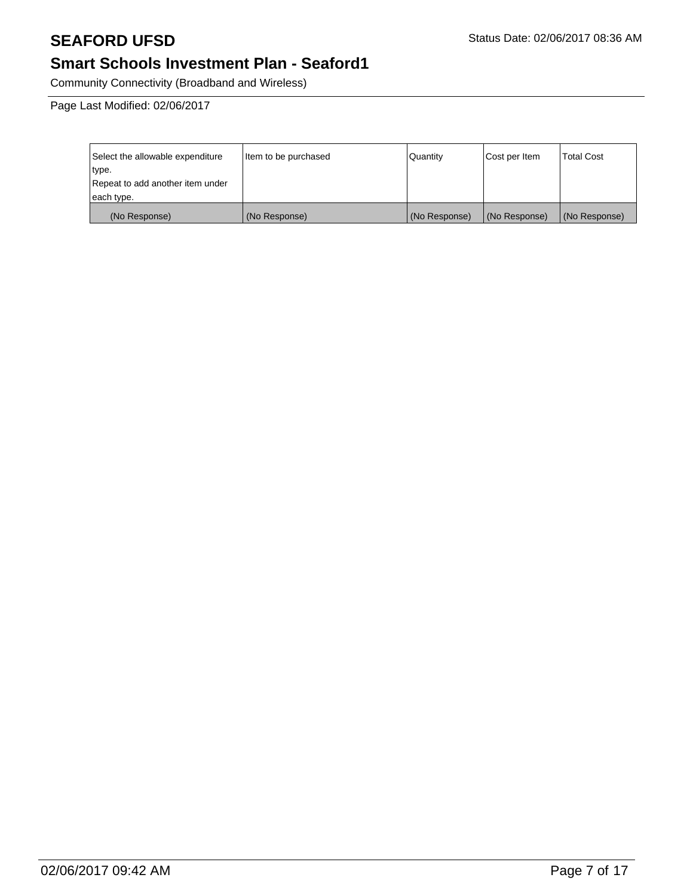Community Connectivity (Broadband and Wireless)

Page Last Modified: 02/06/2017

| Select the allowable expenditure type.<br>Repeat to add another item under each type. | Item to be purchased | Quantity | Cost per Item | Total Cost |
|---|---|---|---|---|
| (No Response) | (No Response) | (No Response) | (No Response) | (No Response) |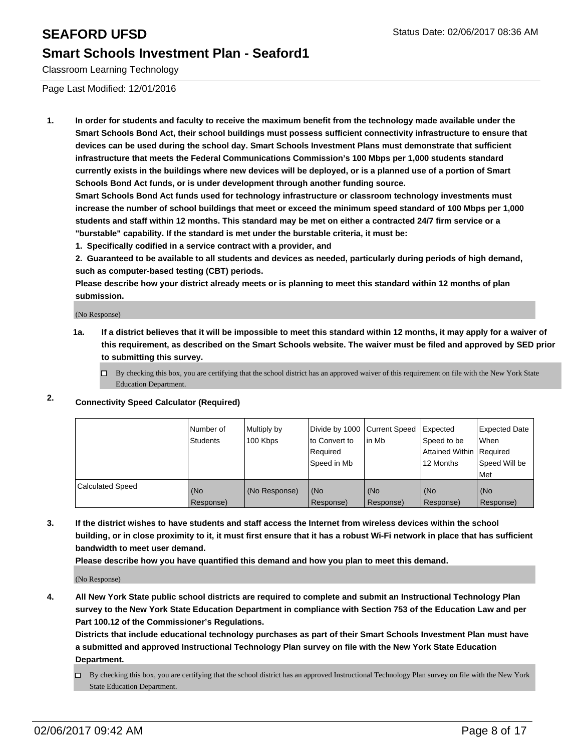# SEAFORD UFSD

Status Date: 02/06/2017 08:36 AM

## Smart Schools Investment Plan - Seaford1

Classroom Learning Technology

Page Last Modified: 12/01/2016

1. **In order for students and faculty to receive the maximum benefit from the technology made available under the Smart Schools Bond Act, their school buildings must possess sufficient connectivity infrastructure to ensure that devices can be used during the school day. Smart Schools Investment Plans must demonstrate that sufficient infrastructure that meets the Federal Communications Commission's 100 Mbps per 1,000 students standard currently exists in the buildings where new devices will be deployed, or is a planned use of a portion of Smart Schools Bond Act funds, or is under development through another funding source.**

   **Smart Schools Bond Act funds used for technology infrastructure or classroom technology investments must increase the number of school buildings that meet or exceed the minimum speed standard of 100 Mbps per 1,000 students and staff within 12 months. This standard may be met on either a contracted 24/7 firm service or a "burstable" capability. If the standard is met under the burstable criteria, it must be:**

   **1. Specifically codified in a service contract with a provider, and**

   **2. Guaranteed to be available to all students and devices as needed, particularly during periods of high demand, such as computer-based testing (CBT) periods.**

   **Please describe how your district already meets or is planning to meet this standard within 12 months of plan submission.**

   (No Response)

   **1a. If a district believes that it will be impossible to meet this standard within 12 months, it may apply for a waiver of this requirement, as described on the Smart Schools website. The waiver must be filed and approved by SED prior to submitting this survey.**

   - [ ] By checking this box, you are certifying that the school district has an approved waiver of this requirement on file with the New York State Education Department.

2. **Connectivity Speed Calculator (Required)**

| | Number of Students | Multiply by 100 Kbps | Divide by 1000 to Convert to Required Speed in Mb | Current Speed in Mb | Expected Speed to be Attained Within 12 Months | Expected Date When Required Speed Will be Met |
|---|---|---|---|---|---|---|
| Calculated Speed | (No Response) | (No Response) | (No Response) | (No Response) | (No Response) | (No Response) |

3. **If the district wishes to have students and staff access the Internet from wireless devices within the school building, or in close proximity to it, it must first ensure that it has a robust Wi-Fi network in place that has sufficient bandwidth to meet user demand.**

   **Please describe how you have quantified this demand and how you plan to meet this demand.**

   (No Response)

4. **All New York State public school districts are required to complete and submit an Instructional Technology Plan survey to the New York State Education Department in compliance with Section 753 of the Education Law and per Part 100.12 of the Commissioner's Regulations.**

   **Districts that include educational technology purchases as part of their Smart Schools Investment Plan must have a submitted and approved Instructional Technology Plan survey on file with the New York State Education Department.**

   - [ ] By checking this box, you are certifying that the school district has an approved Instructional Technology Plan survey on file with the New York State Education Department.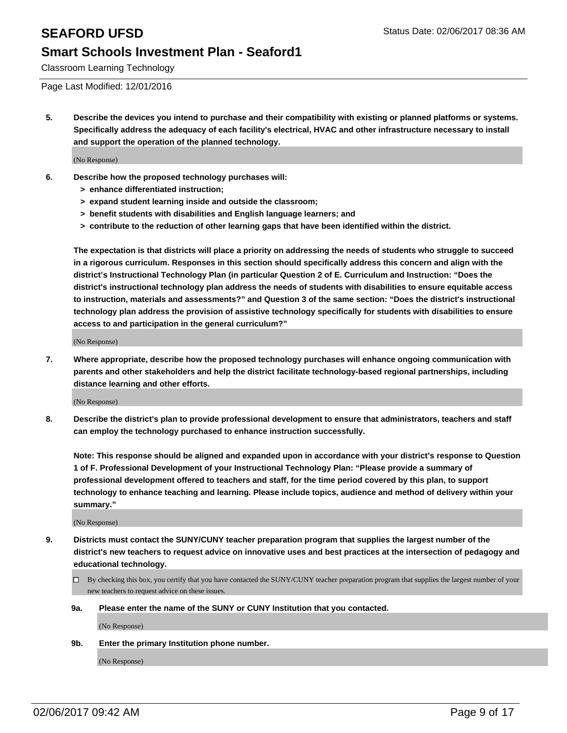# SEAFORD UFSD

## Smart Schools Investment Plan - Seaford1

Classroom Learning Technology

Page Last Modified: 12/01/2016

**5. Describe the devices you intend to purchase and their compatibility with existing or planned platforms or systems. Specifically address the adequacy of each facility's electrical, HVAC and other infrastructure necessary to install and support the operation of the planned technology.**

(No Response)

**6. Describe how the proposed technology purchases will:**

- **> enhance differentiated instruction;**
- **> expand student learning inside and outside the classroom;**
- **> benefit students with disabilities and English language learners; and**
- **> contribute to the reduction of other learning gaps that have been identified within the district.**

**The expectation is that districts will place a priority on addressing the needs of students who struggle to succeed in a rigorous curriculum. Responses in this section should specifically address this concern and align with the district's Instructional Technology Plan (in particular Question 2 of E. Curriculum and Instruction: "Does the district's instructional technology plan address the needs of students with disabilities to ensure equitable access to instruction, materials and assessments?" and Question 3 of the same section: "Does the district's instructional technology plan address the provision of assistive technology specifically for students with disabilities to ensure access to and participation in the general curriculum?"**

(No Response)

**7. Where appropriate, describe how the proposed technology purchases will enhance ongoing communication with parents and other stakeholders and help the district facilitate technology-based regional partnerships, including distance learning and other efforts.**

(No Response)

**8. Describe the district's plan to provide professional development to ensure that administrators, teachers and staff can employ the technology purchased to enhance instruction successfully.**

**Note: This response should be aligned and expanded upon in accordance with your district's response to Question 1 of F. Professional Development of your Instructional Technology Plan: "Please provide a summary of professional development offered to teachers and staff, for the time period covered by this plan, to support technology to enhance teaching and learning. Please include topics, audience and method of delivery within your summary."**

(No Response)

**9. Districts must contact the SUNY/CUNY teacher preparation program that supplies the largest number of the district's new teachers to request advice on innovative uses and best practices at the intersection of pedagogy and educational technology.**

☐ By checking this box, you certify that you have contacted the SUNY/CUNY teacher preparation program that supplies the largest number of your new teachers to request advice on these issues.

**9a. Please enter the name of the SUNY or CUNY Institution that you contacted.**

(No Response)

**9b. Enter the primary Institution phone number.**

(No Response)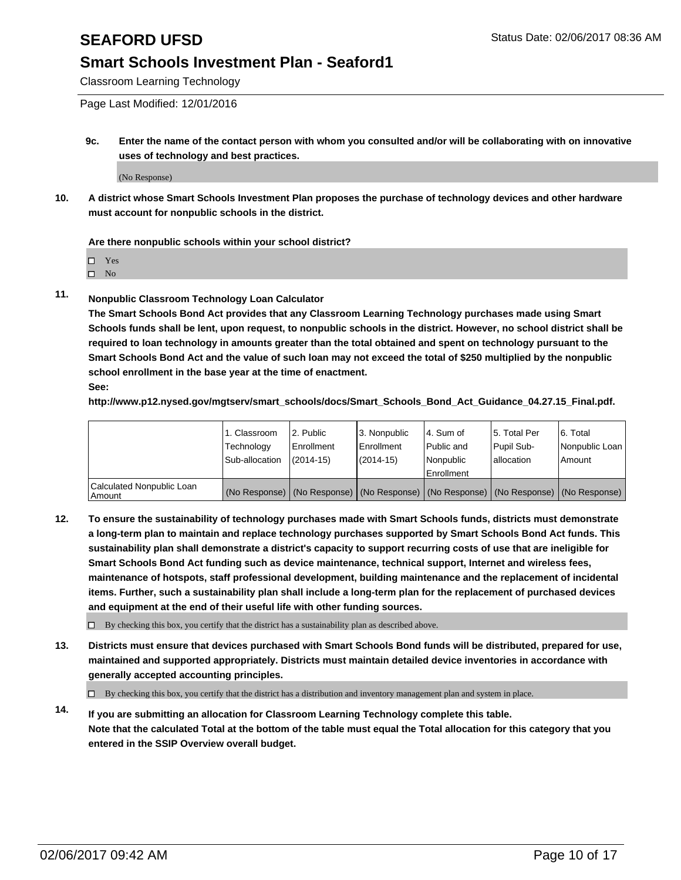# SEAFORD UFSD

Status Date: 02/06/2017 08:36 AM

## Smart Schools Investment Plan - Seaford1

Classroom Learning Technology

Page Last Modified: 12/01/2016

**9c. Enter the name of the contact person with whom you consulted and/or will be collaborating with on innovative uses of technology and best practices.**

(No Response)

**10. A district whose Smart Schools Investment Plan proposes the purchase of technology devices and other hardware must account for nonpublic schools in the district.**

**Are there nonpublic schools within your school district?**

☐ Yes
☐ No

**11. Nonpublic Classroom Technology Loan Calculator**

**The Smart Schools Bond Act provides that any Classroom Learning Technology purchases made using Smart Schools funds shall be lent, upon request, to nonpublic schools in the district. However, no school district shall be required to loan technology in amounts greater than the total obtained and spent on technology pursuant to the Smart Schools Bond Act and the value of such loan may not exceed the total of $250 multiplied by the nonpublic school enrollment in the base year at the time of enactment.**

**See:**

**http://www.p12.nysed.gov/mgtserv/smart_schools/docs/Smart_Schools_Bond_Act_Guidance_04.27.15_Final.pdf.**

| | 1. Classroom Technology Sub-allocation | 2. Public Enrollment (2014-15) | 3. Nonpublic Enrollment (2014-15) | 4. Sum of Public and Nonpublic Enrollment | 5. Total Per Pupil Sub-allocation | 6. Total Nonpublic Loan Amount |
|---|---|---|---|---|---|---|
| Calculated Nonpublic Loan Amount | (No Response) | (No Response) | (No Response) | (No Response) | (No Response) | (No Response) |

**12. To ensure the sustainability of technology purchases made with Smart Schools funds, districts must demonstrate a long-term plan to maintain and replace technology purchases supported by Smart Schools Bond Act funds. This sustainability plan shall demonstrate a district's capacity to support recurring costs of use that are ineligible for Smart Schools Bond Act funding such as device maintenance, technical support, Internet and wireless fees, maintenance of hotspots, staff professional development, building maintenance and the replacement of incidental items. Further, such a sustainability plan shall include a long-term plan for the replacement of purchased devices and equipment at the end of their useful life with other funding sources.**

☐ By checking this box, you certify that the district has a sustainability plan as described above.

**13. Districts must ensure that devices purchased with Smart Schools Bond funds will be distributed, prepared for use, maintained and supported appropriately. Districts must maintain detailed device inventories in accordance with generally accepted accounting principles.**

☐ By checking this box, you certify that the district has a distribution and inventory management plan and system in place.

**14. If you are submitting an allocation for Classroom Learning Technology complete this table. Note that the calculated Total at the bottom of the table must equal the Total allocation for this category that you entered in the SSIP Overview overall budget.**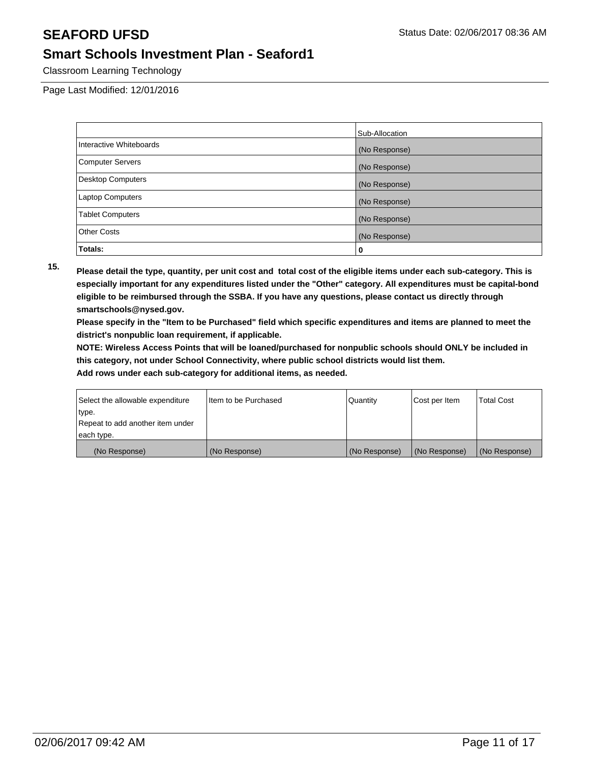# SEAFORD UFSD

Status Date: 02/06/2017 08:36 AM

## Smart Schools Investment Plan - Seaford1

Classroom Learning Technology

Page Last Modified: 12/01/2016

| | Sub-Allocation |
|---|---|
| Interactive Whiteboards | (No Response) |
| Computer Servers | (No Response) |
| Desktop Computers | (No Response) |
| Laptop Computers | (No Response) |
| Tablet Computers | (No Response) |
| Other Costs | (No Response) |
| **Totals:** | 0 |

**15.** **Please detail the type, quantity, per unit cost and total cost of the eligible items under each sub-category. This is especially important for any expenditures listed under the "Other" category. All expenditures must be capital-bond eligible to be reimbursed through the SSBA. If you have any questions, please contact us directly through smartschools@nysed.gov.**
**Please specify in the "Item to be Purchased" field which specific expenditures and items are planned to meet the district's nonpublic loan requirement, if applicable.**
**NOTE: Wireless Access Points that will be loaned/purchased for nonpublic schools should ONLY be included in this category, not under School Connectivity, where public school districts would list them.**
**Add rows under each sub-category for additional items, as needed.**

| Select the allowable expenditure type. Repeat to add another item under each type. | Item to be Purchased | Quantity | Cost per Item | Total Cost |
|---|---|---|---|---|
| (No Response) | (No Response) | (No Response) | (No Response) | (No Response) |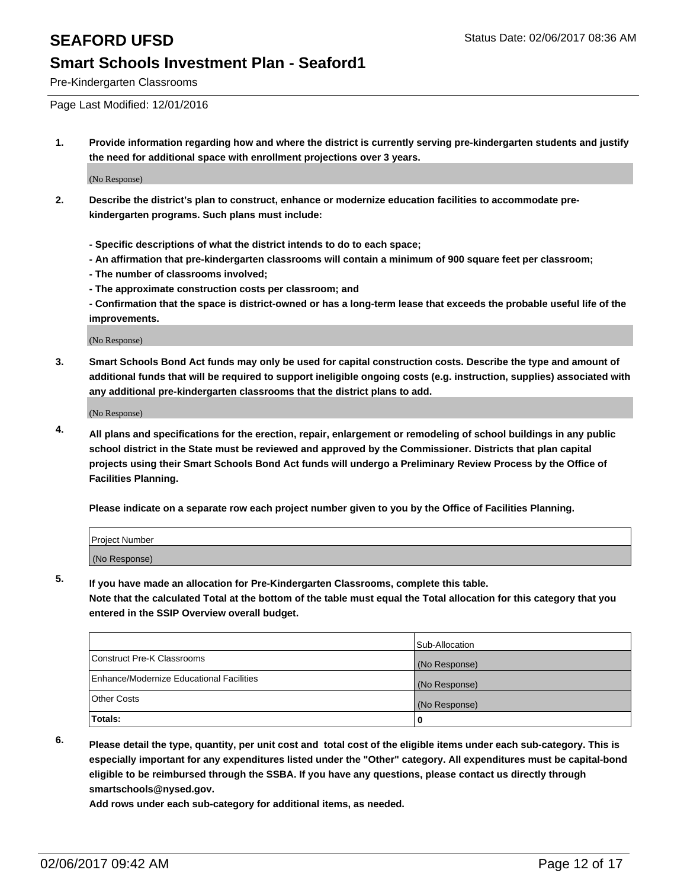# SEAFORD UFSD

Status Date: 02/06/2017 08:36 AM

## Smart Schools Investment Plan - Seaford1

Pre-Kindergarten Classrooms

Page Last Modified: 12/01/2016

**1. Provide information regarding how and where the district is currently serving pre-kindergarten students and justify the need for additional space with enrollment projections over 3 years.**

(No Response)

**2. Describe the district's plan to construct, enhance or modernize education facilities to accommodate pre-kindergarten programs. Such plans must include:**

**- Specific descriptions of what the district intends to do to each space;**

**- An affirmation that pre-kindergarten classrooms will contain a minimum of 900 square feet per classroom;**

**- The number of classrooms involved;**

**- The approximate construction costs per classroom; and**

**- Confirmation that the space is district-owned or has a long-term lease that exceeds the probable useful life of the improvements.**

(No Response)

**3. Smart Schools Bond Act funds may only be used for capital construction costs. Describe the type and amount of additional funds that will be required to support ineligible ongoing costs (e.g. instruction, supplies) associated with any additional pre-kindergarten classrooms that the district plans to add.**

(No Response)

**4. All plans and specifications for the erection, repair, enlargement or remodeling of school buildings in any public school district in the State must be reviewed and approved by the Commissioner. Districts that plan capital projects using their Smart Schools Bond Act funds will undergo a Preliminary Review Process by the Office of Facilities Planning.**

**Please indicate on a separate row each project number given to you by the Office of Facilities Planning.**

| Project Number |
|---|
| (No Response) |

**5. If you have made an allocation for Pre-Kindergarten Classrooms, complete this table. Note that the calculated Total at the bottom of the table must equal the Total allocation for this category that you entered in the SSIP Overview overall budget.**

| | Sub-Allocation |
|---|---|
| Construct Pre-K Classrooms | (No Response) |
| Enhance/Modernize Educational Facilities | (No Response) |
| Other Costs | (No Response) |
| **Totals:** | **0** |

**6. Please detail the type, quantity, per unit cost and total cost of the eligible items under each sub-category. This is especially important for any expenditures listed under the "Other" category. All expenditures must be capital-bond eligible to be reimbursed through the SSBA. If you have any questions, please contact us directly through smartschools@nysed.gov.**

**Add rows under each sub-category for additional items, as needed.**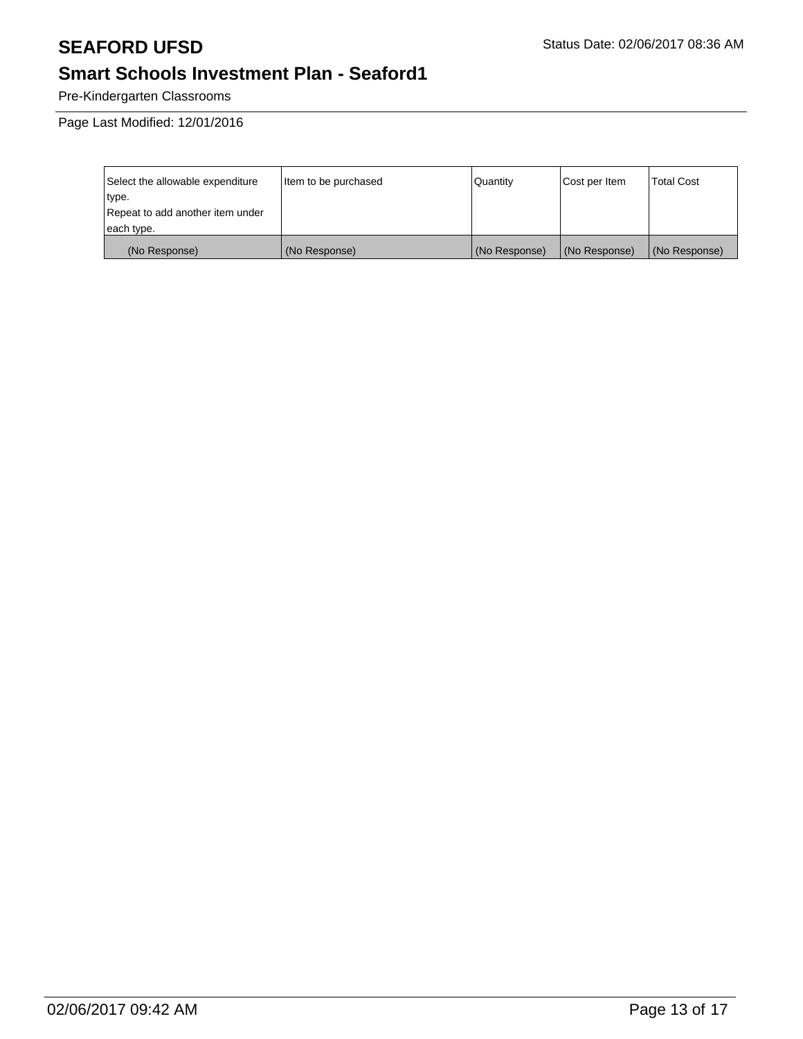# SEAFORD UFSD

Status Date: 02/06/2017 08:36 AM

## Smart Schools Investment Plan - Seaford1

Pre-Kindergarten Classrooms

Page Last Modified: 12/01/2016

| Select the allowable expenditure type. Repeat to add another item under each type. | Item to be purchased | Quantity | Cost per Item | Total Cost |
|---|---|---|---|---|
| (No Response) | (No Response) | (No Response) | (No Response) | (No Response) |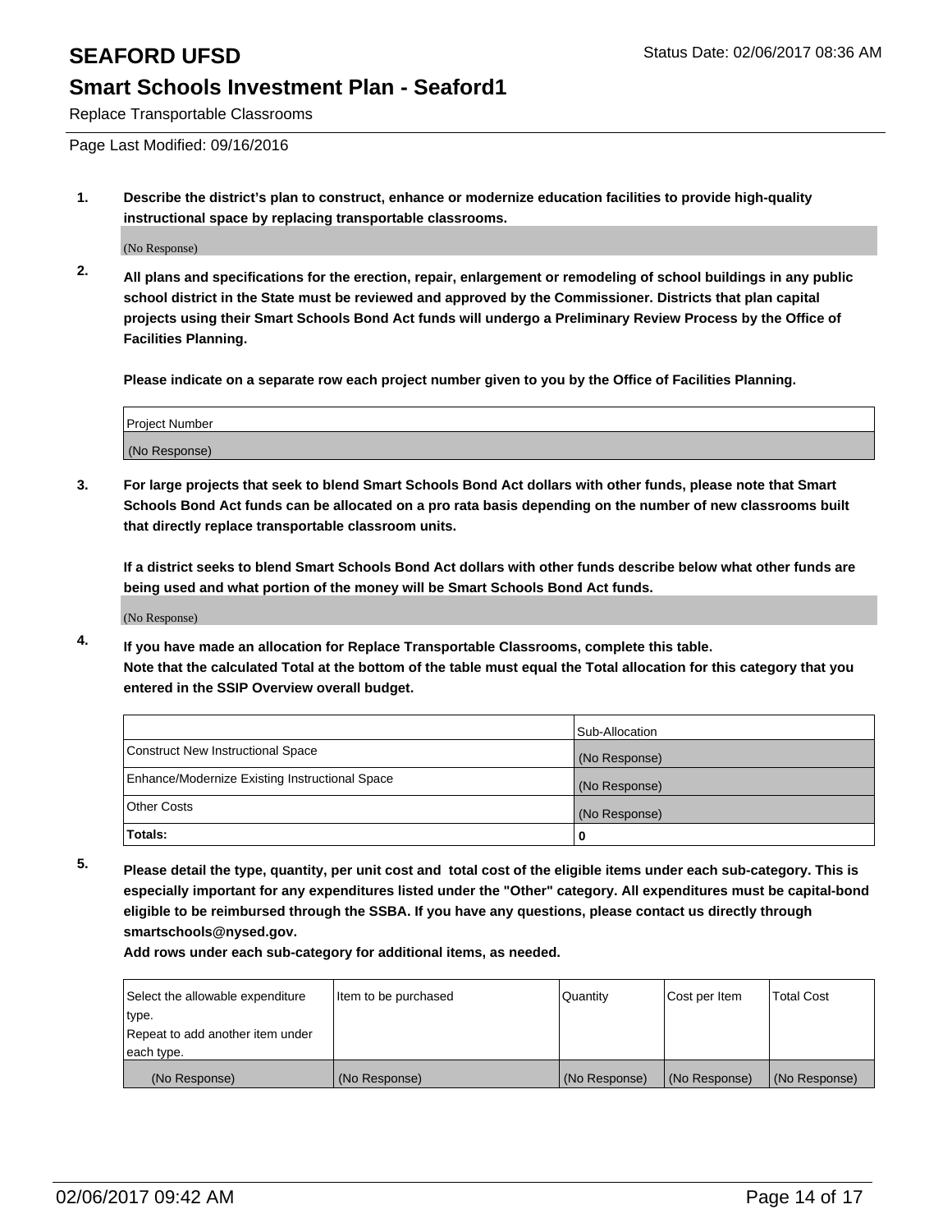# SEAFORD UFSD

Status Date: 02/06/2017 08:36 AM

## Smart Schools Investment Plan - Seaford1

Replace Transportable Classrooms

Page Last Modified: 09/16/2016

**1. Describe the district's plan to construct, enhance or modernize education facilities to provide high-quality instructional space by replacing transportable classrooms.**

(No Response)

**2. All plans and specifications for the erection, repair, enlargement or remodeling of school buildings in any public school district in the State must be reviewed and approved by the Commissioner. Districts that plan capital projects using their Smart Schools Bond Act funds will undergo a Preliminary Review Process by the Office of Facilities Planning.**

**Please indicate on a separate row each project number given to you by the Office of Facilities Planning.**

| Project Number |
|---|
| (No Response) |

**3. For large projects that seek to blend Smart Schools Bond Act dollars with other funds, please note that Smart Schools Bond Act funds can be allocated on a pro rata basis depending on the number of new classrooms built that directly replace transportable classroom units.**

**If a district seeks to blend Smart Schools Bond Act dollars with other funds describe below what other funds are being used and what portion of the money will be Smart Schools Bond Act funds.**

(No Response)

**4. If you have made an allocation for Replace Transportable Classrooms, complete this table. Note that the calculated Total at the bottom of the table must equal the Total allocation for this category that you entered in the SSIP Overview overall budget.**

| | Sub-Allocation |
|---|---|
| Construct New Instructional Space | (No Response) |
| Enhance/Modernize Existing Instructional Space | (No Response) |
| Other Costs | (No Response) |
| **Totals:** | **0** |

**5. Please detail the type, quantity, per unit cost and total cost of the eligible items under each sub-category. This is especially important for any expenditures listed under the "Other" category. All expenditures must be capital-bond eligible to be reimbursed through the SSBA. If you have any questions, please contact us directly through smartschools@nysed.gov.**

**Add rows under each sub-category for additional items, as needed.**

| Select the allowable expenditure type. Repeat to add another item under each type. | Item to be purchased | Quantity | Cost per Item | Total Cost |
|---|---|---|---|---|
| (No Response) | (No Response) | (No Response) | (No Response) | (No Response) |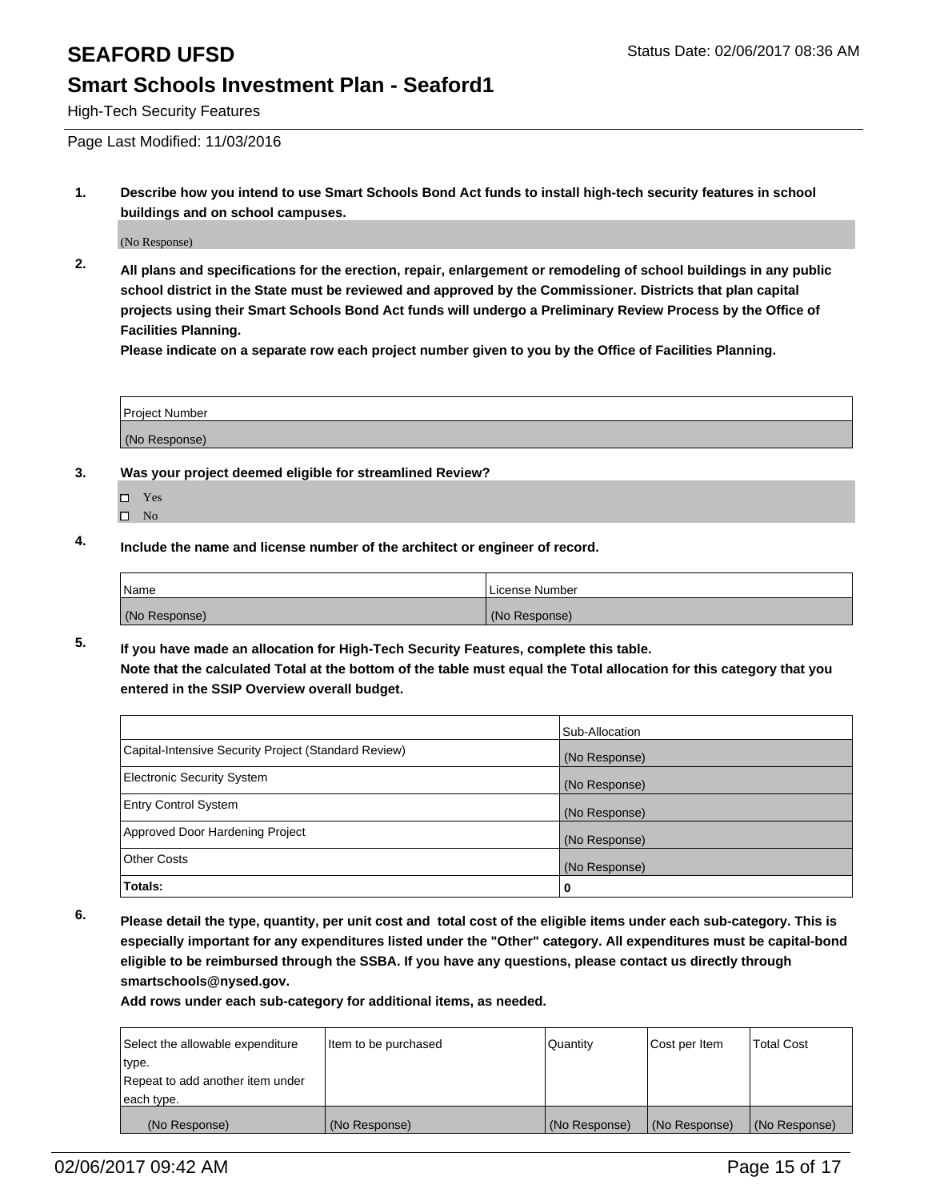## High-Tech Security Features

Page Last Modified: 11/03/2016

1. **Describe how you intend to use Smart Schools Bond Act funds to install high-tech security features in school buildings and on school campuses.**

(No Response)

2. **All plans and specifications for the erection, repair, enlargement or remodeling of school buildings in any public school district in the State must be reviewed and approved by the Commissioner. Districts that plan capital projects using their Smart Schools Bond Act funds will undergo a Preliminary Review Process by the Office of Facilities Planning.**
**Please indicate on a separate row each project number given to you by the Office of Facilities Planning.**

| Project Number |
| --- |
| (No Response) |

3. **Was your project deemed eligible for streamlined Review?**

- ☐ Yes
- ☐ No

4. **Include the name and license number of the architect or engineer of record.**

| Name | License Number |
| --- | --- |
| (No Response) | (No Response) |

5. **If you have made an allocation for High-Tech Security Features, complete this table.**
**Note that the calculated Total at the bottom of the table must equal the Total allocation for this category that you entered in the SSIP Overview overall budget.**

| | Sub-Allocation |
| --- | --- |
| Capital-Intensive Security Project (Standard Review) | (No Response) |
| Electronic Security System | (No Response) |
| Entry Control System | (No Response) |
| Approved Door Hardening Project | (No Response) |
| Other Costs | (No Response) |
| **Totals:** | **0** |

6. **Please detail the type, quantity, per unit cost and total cost of the eligible items under each sub-category. This is especially important for any expenditures listed under the "Other" category. All expenditures must be capital-bond eligible to be reimbursed through the SSBA. If you have any questions, please contact us directly through smartschools@nysed.gov.**
**Add rows under each sub-category for additional items, as needed.**

| Select the allowable expenditure type. Repeat to add another item under each type. | Item to be purchased | Quantity | Cost per Item | Total Cost |
| --- | --- | --- | --- | --- |
| (No Response) | (No Response) | (No Response) | (No Response) | (No Response) |